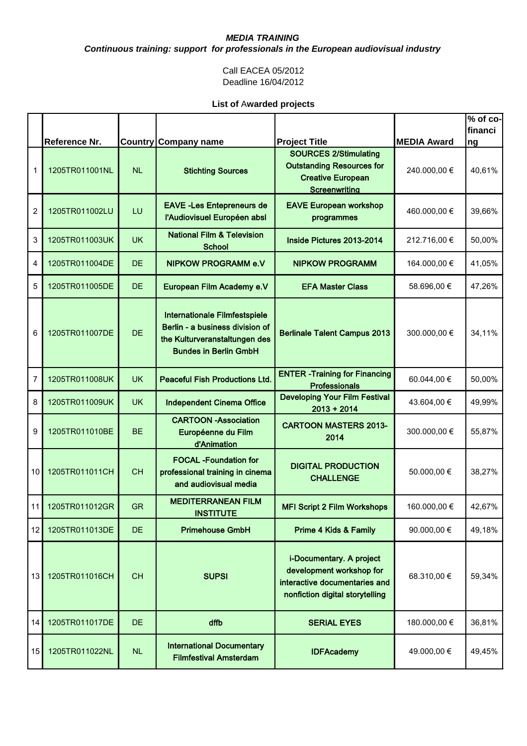***MEDIA TRAINING***

***Continuous training: support for professionals in the European audiovisual industry***

Call EACEA 05/2012
Deadline 16/04/2012

**List of Awarded projects**

| | Reference Nr. | Country | Company name | Project Title | MEDIA Award | % of co-financing |
|---|---|---|---|---|---|---|
| 1 | 1205TR011001NL | NL | **Stichting Sources** | **SOURCES 2/Stimulating Outstanding Resources for Creative European Screenwriting** | 240.000,00 € | 40,61% |
| 2 | 1205TR011002LU | LU | **EAVE -Les Entepreneurs de l'Audiovisuel Européen absl** | **EAVE European workshop programmes** | 460.000,00 € | 39,66% |
| 3 | 1205TR011003UK | UK | **National Film & Television School** | **Inside Pictures 2013-2014** | 212.716,00 € | 50,00% |
| 4 | 1205TR011004DE | DE | **NIPKOW PROGRAMM e.V** | **NIPKOW PROGRAMM** | 164.000,00 € | 41,05% |
| 5 | 1205TR011005DE | DE | **European Film Academy e.V** | **EFA Master Class** | 58.696,00 € | 47,26% |
| 6 | 1205TR011007DE | DE | **Internationale Filmfestspiele Berlin - a business division of the Kulturveranstaltungen des Bundes in Berlin GmbH** | **Berlinale Talent Campus 2013** | 300.000,00 € | 34,11% |
| 7 | 1205TR011008UK | UK | **Peaceful Fish Productions Ltd.** | **ENTER -Training for Financing Professionals** | 60.044,00 € | 50,00% |
| 8 | 1205TR011009UK | UK | **Independent Cinema Office** | **Developing Your Film Festival 2013 + 2014** | 43.604,00 € | 49,99% |
| 9 | 1205TR011010BE | BE | **CARTOON -Association Européenne du Film d'Animation** | **CARTOON MASTERS 2013-2014** | 300.000,00 € | 55,87% |
| 10 | 1205TR011011CH | CH | **FOCAL -Foundation for professional training in cinema and audiovisual media** | **DIGITAL PRODUCTION CHALLENGE** | 50.000,00 € | 38,27% |
| 11 | 1205TR011012GR | GR | **MEDITERRANEAN FILM INSTITUTE** | **MFI Script 2 Film Workshops** | 160.000,00 € | 42,67% |
| 12 | 1205TR011013DE | DE | **Primehouse GmbH** | **Prime 4 Kids & Family** | 90.000,00 € | 49,18% |
| 13 | 1205TR011016CH | CH | **SUPSI** | **i-Documentary. A project development workshop for interactive documentaries and nonfiction digital storytelling** | 68.310,00 € | 59,34% |
| 14 | 1205TR011017DE | DE | **dffb** | **SERIAL EYES** | 180.000,00 € | 36,81% |
| 15 | 1205TR011022NL | NL | **International Documentary Filmfestival Amsterdam** | **IDFAcademy** | 49.000,00 € | 49,45% |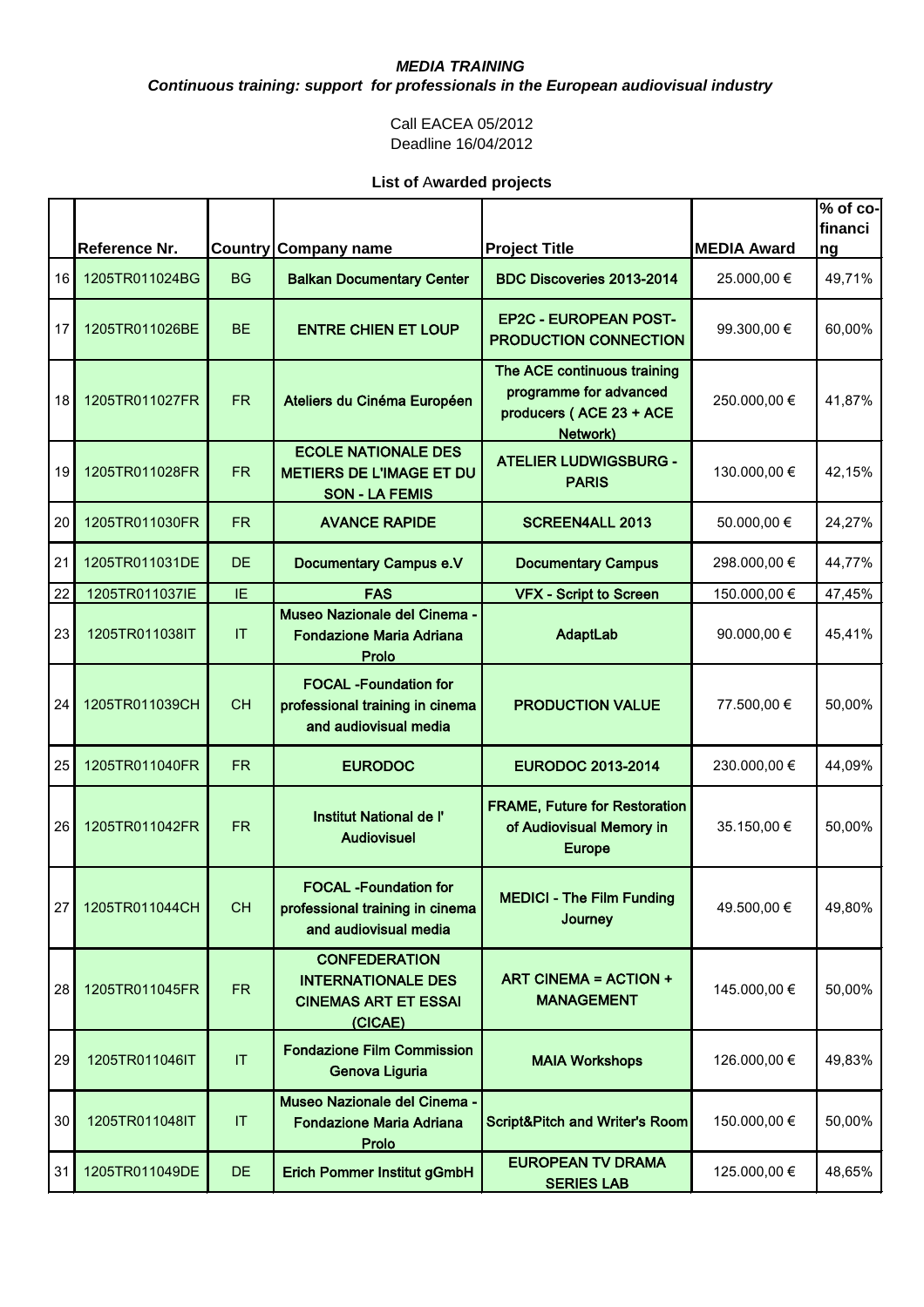***MEDIA TRAINING***
***Continuous training: support for professionals in the European audiovisual industry***

Call EACEA 05/2012
Deadline 16/04/2012

**List of Awarded projects**

| | Reference Nr. | Country | Company name | Project Title | MEDIA Award | % of co-financing |
|---|---|---|---|---|---|---|
| 16 | 1205TR011024BG | BG | **Balkan Documentary Center** | **BDC Discoveries 2013-2014** | 25.000,00 € | 49,71% |
| 17 | 1205TR011026BE | BE | **ENTRE CHIEN ET LOUP** | **EP2C - EUROPEAN POST-PRODUCTION CONNECTION** | 99.300,00 € | 60,00% |
| 18 | 1205TR011027FR | FR | **Ateliers du Cinéma Européen** | **The ACE continuous training programme for advanced producers ( ACE 23 + ACE Network)** | 250.000,00 € | 41,87% |
| 19 | 1205TR011028FR | FR | **ECOLE NATIONALE DES METIERS DE L'IMAGE ET DU SON - LA FEMIS** | **ATELIER LUDWIGSBURG - PARIS** | 130.000,00 € | 42,15% |
| 20 | 1205TR011030FR | FR | **AVANCE RAPIDE** | **SCREEN4ALL 2013** | 50.000,00 € | 24,27% |
| 21 | 1205TR011031DE | DE | **Documentary Campus e.V** | **Documentary Campus** | 298.000,00 € | 44,77% |
| 22 | 1205TR011037IE | IE | **FAS** | **VFX - Script to Screen** | 150.000,00 € | 47,45% |
| 23 | 1205TR011038IT | IT | **Museo Nazionale del Cinema - Fondazione Maria Adriana Prolo** | **AdaptLab** | 90.000,00 € | 45,41% |
| 24 | 1205TR011039CH | CH | **FOCAL -Foundation for professional training in cinema and audiovisual media** | **PRODUCTION VALUE** | 77.500,00 € | 50,00% |
| 25 | 1205TR011040FR | FR | **EURODOC** | **EURODOC 2013-2014** | 230.000,00 € | 44,09% |
| 26 | 1205TR011042FR | FR | **Institut National de l' Audiovisuel** | **FRAME, Future for Restoration of Audiovisual Memory in Europe** | 35.150,00 € | 50,00% |
| 27 | 1205TR011044CH | CH | **FOCAL -Foundation for professional training in cinema and audiovisual media** | **MEDICI - The Film Funding Journey** | 49.500,00 € | 49,80% |
| 28 | 1205TR011045FR | FR | **CONFEDERATION INTERNATIONALE DES CINEMAS ART ET ESSAI (CICAE)** | **ART CINEMA = ACTION + MANAGEMENT** | 145.000,00 € | 50,00% |
| 29 | 1205TR011046IT | IT | **Fondazione Film Commission Genova Liguria** | **MAIA Workshops** | 126.000,00 € | 49,83% |
| 30 | 1205TR011048IT | IT | **Museo Nazionale del Cinema - Fondazione Maria Adriana Prolo** | **Script&Pitch and Writer's Room** | 150.000,00 € | 50,00% |
| 31 | 1205TR011049DE | DE | **Erich Pommer Institut gGmbH** | **EUROPEAN TV DRAMA SERIES LAB** | 125.000,00 € | 48,65% |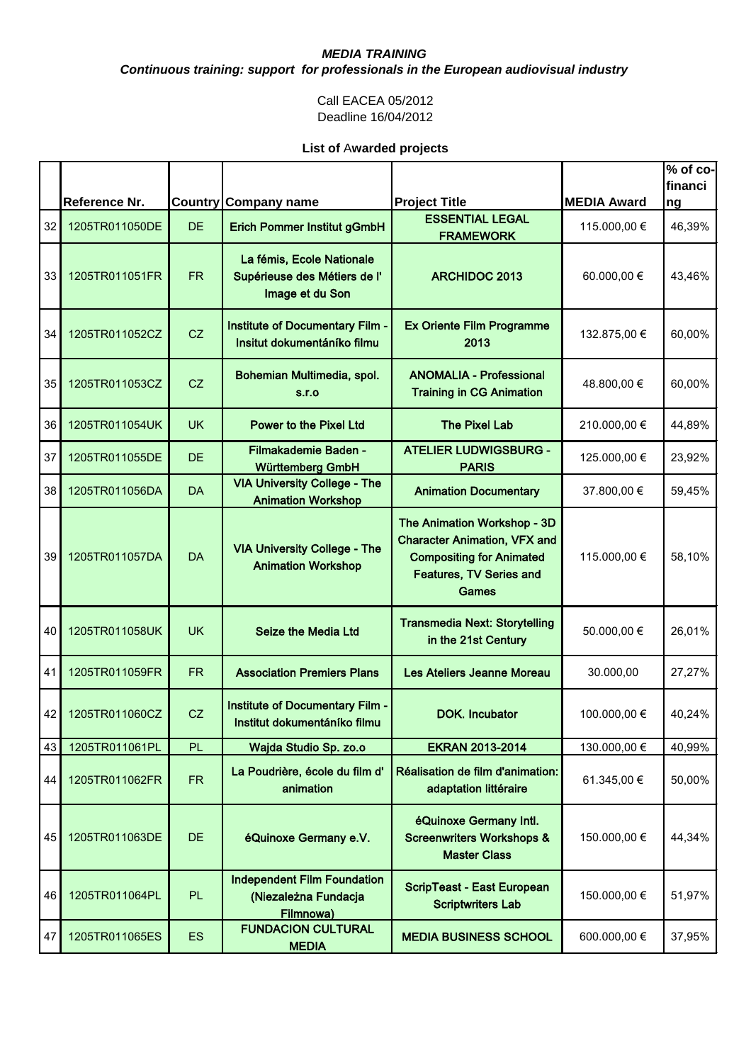***MEDIA TRAINING***

***Continuous training: support for professionals in the European audiovisual industry***

Call EACEA 05/2012
Deadline 16/04/2012

**List of Awarded projects**

| | Reference Nr. | Country | Company name | Project Title | MEDIA Award | % of co-financing |
|---|---|---|---|---|---|---|
| 32 | 1205TR011050DE | DE | Erich Pommer Institut gGmbH | ESSENTIAL LEGAL FRAMEWORK | 115.000,00 € | 46,39% |
| 33 | 1205TR011051FR | FR | La fémis, Ecole Nationale Supérieuse des Métiers de l' Image et du Son | ARCHIDOC 2013 | 60.000,00 € | 43,46% |
| 34 | 1205TR011052CZ | CZ | Institute of Documentary Film - Insitut dokumentániko filmu | Ex Oriente Film Programme 2013 | 132.875,00 € | 60,00% |
| 35 | 1205TR011053CZ | CZ | Bohemian Multimedia, spol. s.r.o | ANOMALIA - Professional Training in CG Animation | 48.800,00 € | 60,00% |
| 36 | 1205TR011054UK | UK | Power to the Pixel Ltd | The Pixel Lab | 210.000,00 € | 44,89% |
| 37 | 1205TR011055DE | DE | Filmakademie Baden - Württemberg GmbH | ATELIER LUDWIGSBURG - PARIS | 125.000,00 € | 23,92% |
| 38 | 1205TR011056DA | DA | VIA University College - The Animation Workshop | Animation Documentary | 37.800,00 € | 59,45% |
| 39 | 1205TR011057DA | DA | VIA University College - The Animation Workshop | The Animation Workshop - 3D Character Animation, VFX and Compositing for Animated Features, TV Series and Games | 115.000,00 € | 58,10% |
| 40 | 1205TR011058UK | UK | Seize the Media Ltd | Transmedia Next: Storytelling in the 21st Century | 50.000,00 € | 26,01% |
| 41 | 1205TR011059FR | FR | Association Premiers Plans | Les Ateliers Jeanne Moreau | 30.000,00 | 27,27% |
| 42 | 1205TR011060CZ | CZ | Institute of Documentary Film - Institut dokumentániko filmu | DOK. Incubator | 100.000,00 € | 40,24% |
| 43 | 1205TR011061PL | PL | Wajda Studio Sp. zo.o | EKRAN 2013-2014 | 130.000,00 € | 40,99% |
| 44 | 1205TR011062FR | FR | La Poudrière, école du film d' animation | Réalisation de film d'animation: adaptation littéraire | 61.345,00 € | 50,00% |
| 45 | 1205TR011063DE | DE | éQuinoxe Germany e.V. | éQuinoxe Germany Intl. Screenwriters Workshops & Master Class | 150.000,00 € | 44,34% |
| 46 | 1205TR011064PL | PL | Independent Film Foundation (Niezależna Fundacja Filmnowa) | ScripTeast - East European Scriptwriters Lab | 150.000,00 € | 51,97% |
| 47 | 1205TR011065ES | ES | FUNDACION CULTURAL MEDIA | MEDIA BUSINESS SCHOOL | 600.000,00 € | 37,95% |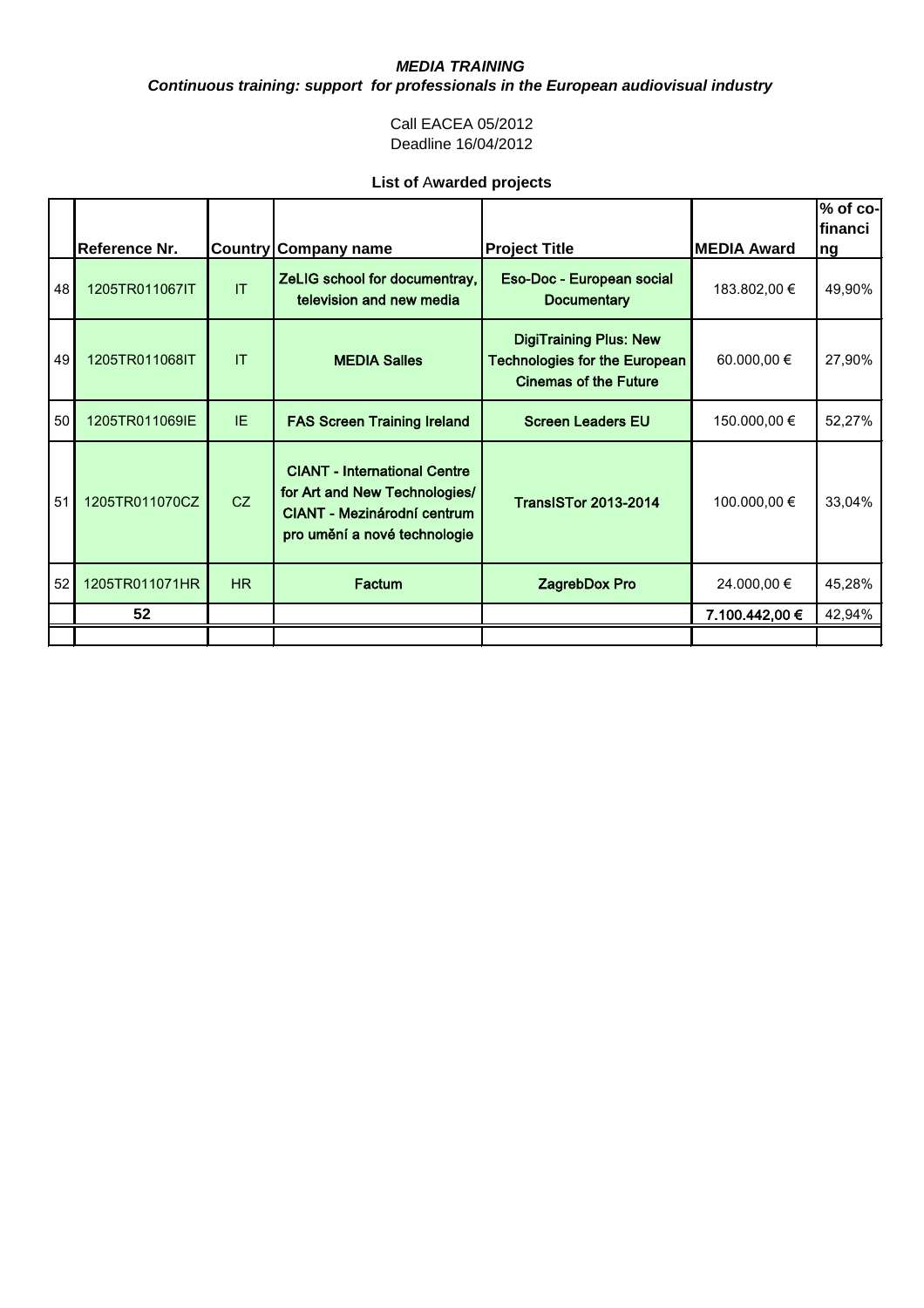***MEDIA TRAINING***
***Continuous training: support for professionals in the European audiovisual industry***

Call EACEA 05/2012
Deadline 16/04/2012

**List of Awarded projects**

| | Reference Nr. | Country | Company name | Project Title | MEDIA Award | % of co-financing |
|---|---|---|---|---|---|---|
| 48 | 1205TR011067IT | IT | ZeLIG school for documentray, television and new media | Eso-Doc - European social Documentary | 183.802,00 € | 49,90% |
| 49 | 1205TR011068IT | IT | MEDIA Salles | DigiTraining Plus: New Technologies for the European Cinemas of the Future | 60.000,00 € | 27,90% |
| 50 | 1205TR011069IE | IE | FAS Screen Training Ireland | Screen Leaders EU | 150.000,00 € | 52,27% |
| 51 | 1205TR011070CZ | CZ | CIANT - International Centre for Art and New Technologies/ CIANT - Mezinárodní centrum pro umění a nové technologie | TransISTor 2013-2014 | 100.000,00 € | 33,04% |
| 52 | 1205TR011071HR | HR | Factum | ZagrebDox Pro | 24.000,00 € | 45,28% |
| | **52** | | | | **7.100.442,00 €** | 42,94% |